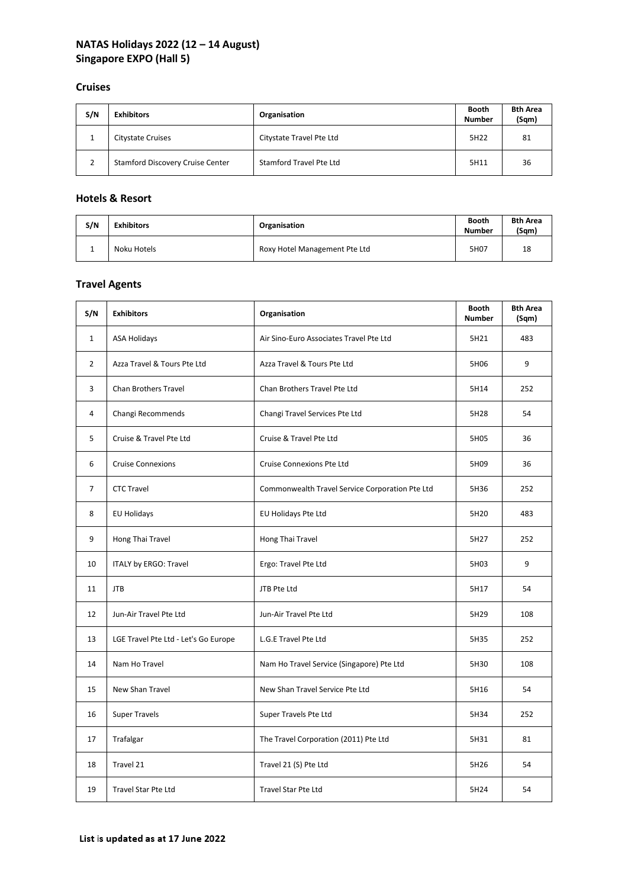# NATAS Holidays 2022 (12 – 14 August)
# Singapore EXPO (Hall 5)

## Cruises

| S/N | Exhibitors | Organisation | Booth Number | Bth Area (Sqm) |
|---|---|---|---|---|
| 1 | Citystate Cruises | Citystate Travel Pte Ltd | 5H22 | 81 |
| 2 | Stamford Discovery Cruise Center | Stamford Travel Pte Ltd | 5H11 | 36 |

## Hotels & Resort

| S/N | Exhibitors | Organisation | Booth Number | Bth Area (Sqm) |
|---|---|---|---|---|
| 1 | Noku Hotels | Roxy Hotel Management Pte Ltd | 5H07 | 18 |

## Travel Agents

| S/N | Exhibitors | Organisation | Booth Number | Bth Area (Sqm) |
|---|---|---|---|---|
| 1 | ASA Holidays | Air Sino-Euro Associates Travel Pte Ltd | 5H21 | 483 |
| 2 | Azza Travel & Tours Pte Ltd | Azza Travel & Tours Pte Ltd | 5H06 | 9 |
| 3 | Chan Brothers Travel | Chan Brothers Travel Pte Ltd | 5H14 | 252 |
| 4 | Changi Recommends | Changi Travel Services Pte Ltd | 5H28 | 54 |
| 5 | Cruise & Travel Pte Ltd | Cruise & Travel Pte Ltd | 5H05 | 36 |
| 6 | Cruise Connexions | Cruise Connexions Pte Ltd | 5H09 | 36 |
| 7 | CTC Travel | Commonwealth Travel Service Corporation Pte Ltd | 5H36 | 252 |
| 8 | EU Holidays | EU Holidays Pte Ltd | 5H20 | 483 |
| 9 | Hong Thai Travel | Hong Thai Travel | 5H27 | 252 |
| 10 | ITALY by ERGO: Travel | Ergo: Travel Pte Ltd | 5H03 | 9 |
| 11 | JTB | JTB Pte Ltd | 5H17 | 54 |
| 12 | Jun-Air Travel Pte Ltd | Jun-Air Travel Pte Ltd | 5H29 | 108 |
| 13 | LGE Travel Pte Ltd - Let's Go Europe | L.G.E Travel Pte Ltd | 5H35 | 252 |
| 14 | Nam Ho Travel | Nam Ho Travel Service (Singapore) Pte Ltd | 5H30 | 108 |
| 15 | New Shan Travel | New Shan Travel Service Pte Ltd | 5H16 | 54 |
| 16 | Super Travels | Super Travels Pte Ltd | 5H34 | 252 |
| 17 | Trafalgar | The Travel Corporation (2011) Pte Ltd | 5H31 | 81 |
| 18 | Travel 21 | Travel 21 (S) Pte Ltd | 5H26 | 54 |
| 19 | Travel Star Pte Ltd | Travel Star Pte Ltd | 5H24 | 54 |

**List is updated as at 17 June 2022**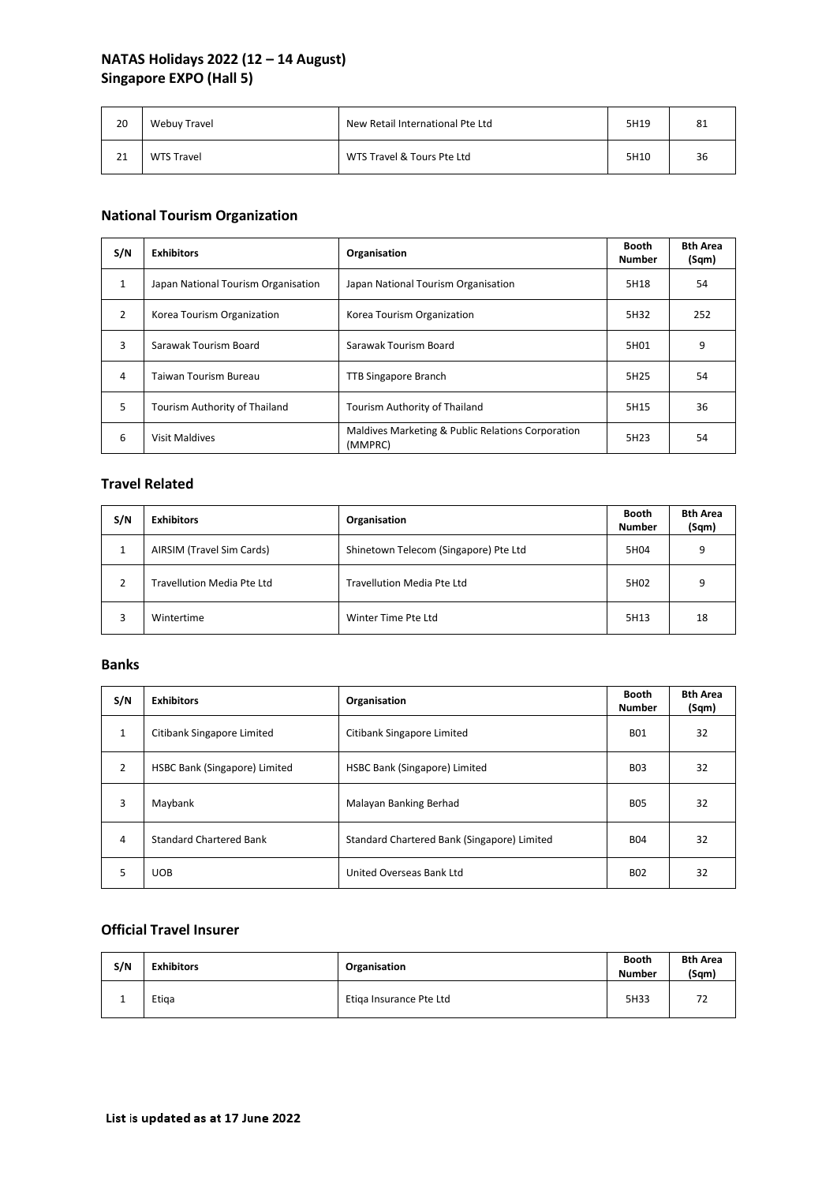| 20 | Webuy Travel | New Retail International Pte Ltd | 5H19 | 81 |
|---|---|---|---|---|
| 21 | WTS Travel | WTS Travel & Tours Pte Ltd | 5H10 | 36 |

## National Tourism Organization

| S/N | Exhibitors | Organisation | Booth Number | Bth Area (Sqm) |
|---|---|---|---|---|
| 1 | Japan National Tourism Organisation | Japan National Tourism Organisation | 5H18 | 54 |
| 2 | Korea Tourism Organization | Korea Tourism Organization | 5H32 | 252 |
| 3 | Sarawak Tourism Board | Sarawak Tourism Board | 5H01 | 9 |
| 4 | Taiwan Tourism Bureau | TTB Singapore Branch | 5H25 | 54 |
| 5 | Tourism Authority of Thailand | Tourism Authority of Thailand | 5H15 | 36 |
| 6 | Visit Maldives | Maldives Marketing & Public Relations Corporation (MMPRC) | 5H23 | 54 |

## Travel Related

| S/N | Exhibitors | Organisation | Booth Number | Bth Area (Sqm) |
|---|---|---|---|---|
| 1 | AIRSIM (Travel Sim Cards) | Shinetown Telecom (Singapore) Pte Ltd | 5H04 | 9 |
| 2 | Travellution Media Pte Ltd | Travellution Media Pte Ltd | 5H02 | 9 |
| 3 | Wintertime | Winter Time Pte Ltd | 5H13 | 18 |

## Banks

| S/N | Exhibitors | Organisation | Booth Number | Bth Area (Sqm) |
|---|---|---|---|---|
| 1 | Citibank Singapore Limited | Citibank Singapore Limited | B01 | 32 |
| 2 | HSBC Bank (Singapore) Limited | HSBC Bank (Singapore) Limited | B03 | 32 |
| 3 | Maybank | Malayan Banking Berhad | B05 | 32 |
| 4 | Standard Chartered Bank | Standard Chartered Bank (Singapore) Limited | B04 | 32 |
| 5 | UOB | United Overseas Bank Ltd | B02 | 32 |

## Official Travel Insurer

| S/N | Exhibitors | Organisation | Booth Number | Bth Area (Sqm) |
|---|---|---|---|---|
| 1 | Etiqa | Etiqa Insurance Pte Ltd | 5H33 | 72 |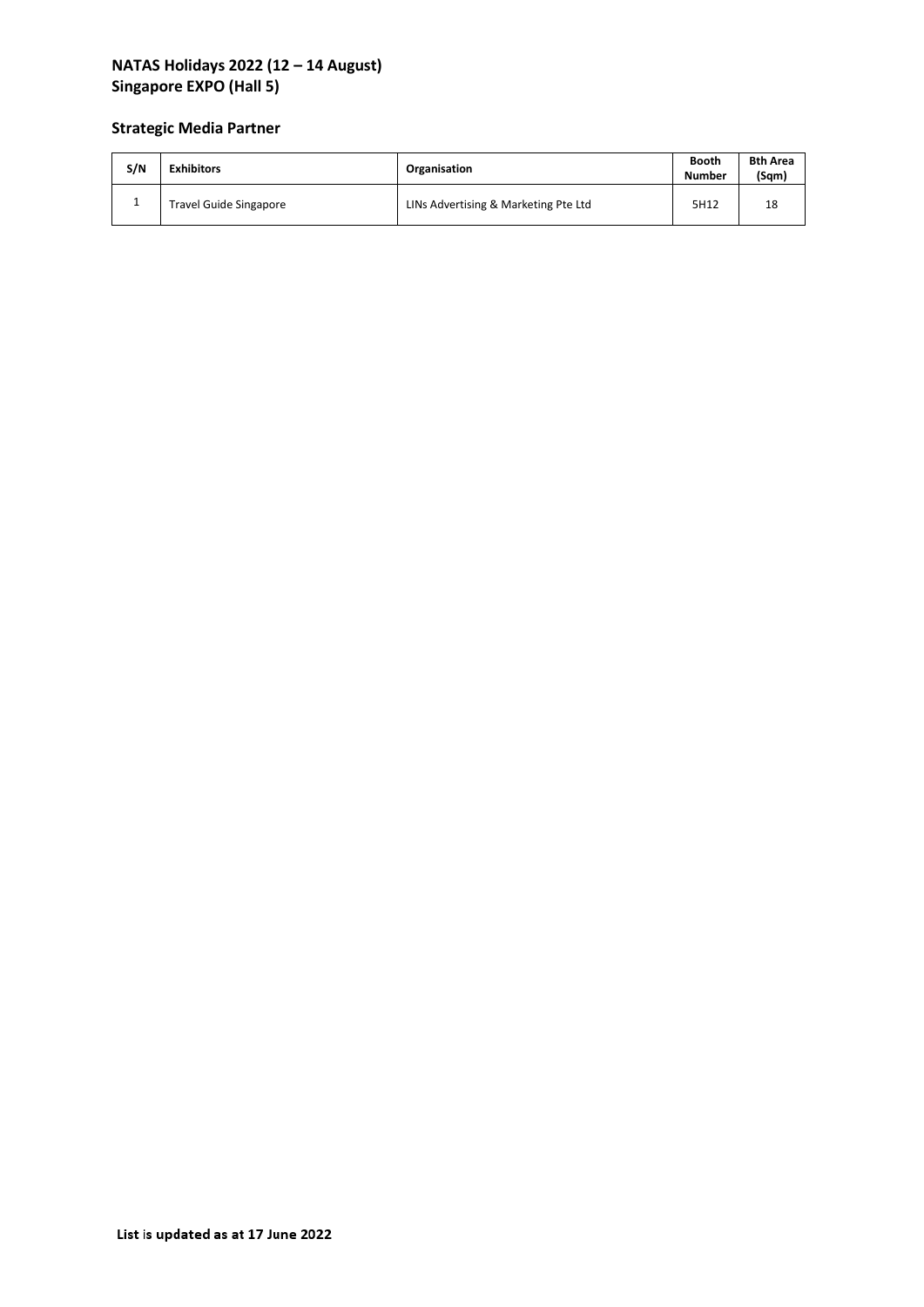**NATAS Holidays 2022 (12 – 14 August)**
**Singapore EXPO (Hall 5)**

## Strategic Media Partner

| S/N | Exhibitors | Organisation | Booth Number | Bth Area (Sqm) |
|---|---|---|---|---|
| 1 | Travel Guide Singapore | LINs Advertising & Marketing Pte Ltd | 5H12 | 18 |

List is updated as at 17 June 2022